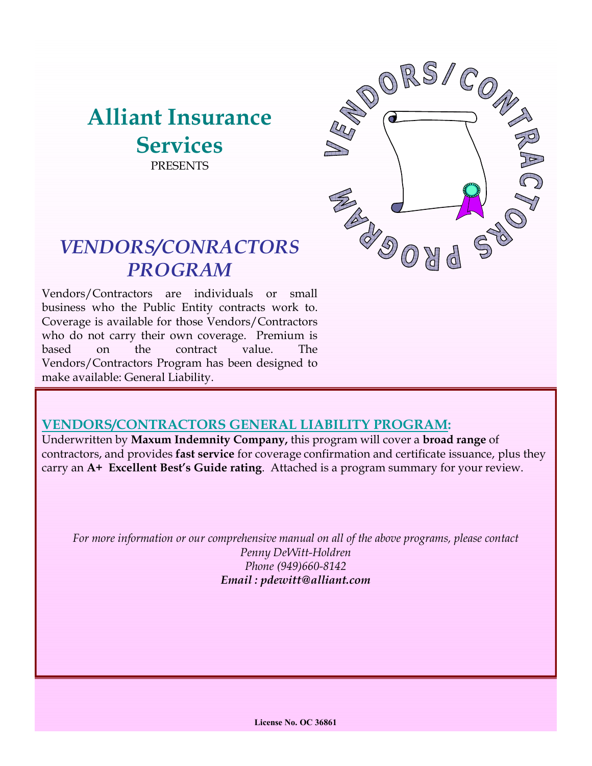# Alliant Insurance Services

PRESENTS

## *VENDORS/CONRACTORS PROGRAM*

Vendors/Contractors are individuals or small business who the Public Entity contracts work to. Coverage is available for those Vendors/Contractors who do not carry their own coverage. Premium is based on the contract value. The Vendors/Contractors Program has been designed to make available: General Liability.

VENDORS/CONTRACTORS PROGRAM

### VENDORS/CONTRACTORS GENERAL LIABILITY PROGRAM:

Underwritten by **Maxum Indemnity Company,** this program will cover a **broad range** of contractors, and provides **fast service** for coverage confirmation and certificate issuance, plus they carry an **A+ Excellent Best's Guide rating**. Attached is a program summary for your review.

*For more information or our comprehensive manual on all of the above programs, please contact*
*Penny DeWitt-Holdren*
*Phone (949)660-8142*
***Email : pdewitt@alliant.com***

**License No. OC 36861**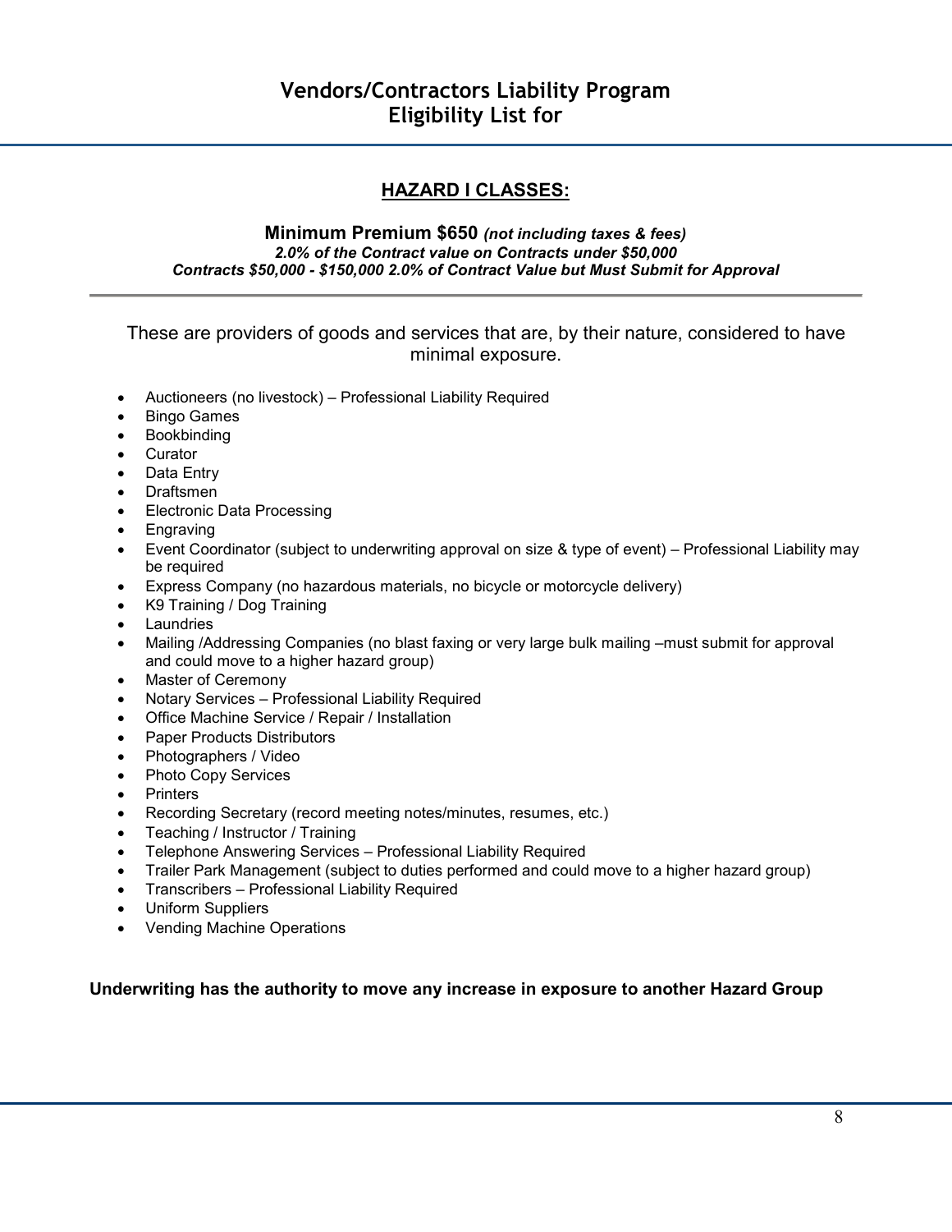# Vendors/Contractors Liability Program
# Eligibility List for

## HAZARD I CLASSES:

**Minimum Premium $650** ***(not including taxes & fees)***
***2.0% of the Contract value on Contracts under $50,000***
***Contracts $50,000 - $150,000 2.0% of Contract Value but Must Submit for Approval***

---

These are providers of goods and services that are, by their nature, considered to have minimal exposure.

- Auctioneers (no livestock) – Professional Liability Required
- Bingo Games
- Bookbinding
- Curator
- Data Entry
- Draftsmen
- Electronic Data Processing
- Engraving
- Event Coordinator (subject to underwriting approval on size & type of event) – Professional Liability may be required
- Express Company (no hazardous materials, no bicycle or motorcycle delivery)
- K9 Training / Dog Training
- Laundries
- Mailing /Addressing Companies (no blast faxing or very large bulk mailing –must submit for approval and could move to a higher hazard group)
- Master of Ceremony
- Notary Services – Professional Liability Required
- Office Machine Service / Repair / Installation
- Paper Products Distributors
- Photographers / Video
- Photo Copy Services
- Printers
- Recording Secretary (record meeting notes/minutes, resumes, etc.)
- Teaching / Instructor / Training
- Telephone Answering Services – Professional Liability Required
- Trailer Park Management (subject to duties performed and could move to a higher hazard group)
- Transcribers – Professional Liability Required
- Uniform Suppliers
- Vending Machine Operations

**Underwriting has the authority to move any increase in exposure to another Hazard Group**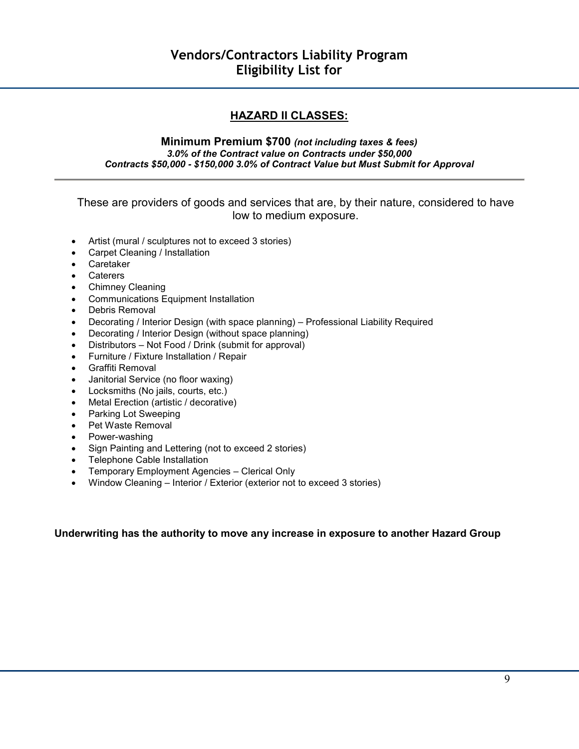# Vendors/Contractors Liability Program
# Eligibility List for

## HAZARD II CLASSES:

**Minimum Premium $700** ***(not including taxes & fees)***
***3.0% of the Contract value on Contracts under $50,000***
***Contracts $50,000 - $150,000 3.0% of Contract Value but Must Submit for Approval***

---

These are providers of goods and services that are, by their nature, considered to have low to medium exposure.

- Artist (mural / sculptures not to exceed 3 stories)
- Carpet Cleaning / Installation
- Caretaker
- Caterers
- Chimney Cleaning
- Communications Equipment Installation
- Debris Removal
- Decorating / Interior Design (with space planning) – Professional Liability Required
- Decorating / Interior Design (without space planning)
- Distributors – Not Food / Drink (submit for approval)
- Furniture / Fixture Installation / Repair
- Graffiti Removal
- Janitorial Service (no floor waxing)
- Locksmiths (No jails, courts, etc.)
- Metal Erection (artistic / decorative)
- Parking Lot Sweeping
- Pet Waste Removal
- Power-washing
- Sign Painting and Lettering (not to exceed 2 stories)
- Telephone Cable Installation
- Temporary Employment Agencies – Clerical Only
- Window Cleaning – Interior / Exterior (exterior not to exceed 3 stories)

**Underwriting has the authority to move any increase in exposure to another Hazard Group**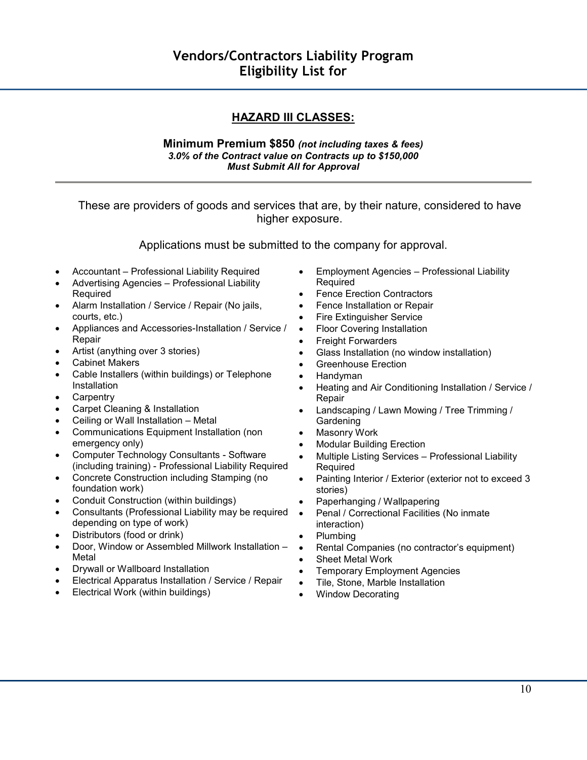# Vendors/Contractors Liability Program
# Eligibility List for

## HAZARD III CLASSES:

**Minimum Premium $850** ***(not including taxes & fees)***
***3.0% of the Contract value on Contracts up to $150,000***
***Must Submit All for Approval***

---

These are providers of goods and services that are, by their nature, considered to have higher exposure.

Applications must be submitted to the company for approval.

- Accountant – Professional Liability Required
- Advertising Agencies – Professional Liability Required
- Alarm Installation / Service / Repair (No jails, courts, etc.)
- Appliances and Accessories-Installation / Service / Repair
- Artist (anything over 3 stories)
- Cabinet Makers
- Cable Installers (within buildings) or Telephone Installation
- Carpentry
- Carpet Cleaning & Installation
- Ceiling or Wall Installation – Metal
- Communications Equipment Installation (non emergency only)
- Computer Technology Consultants - Software (including training) - Professional Liability Required
- Concrete Construction including Stamping (no foundation work)
- Conduit Construction (within buildings)
- Consultants (Professional Liability may be required depending on type of work)
- Distributors (food or drink)
- Door, Window or Assembled Millwork Installation – Metal
- Drywall or Wallboard Installation
- Electrical Apparatus Installation / Service / Repair
- Electrical Work (within buildings)
- Employment Agencies – Professional Liability Required
- Fence Erection Contractors
- Fence Installation or Repair
- Fire Extinguisher Service
- Floor Covering Installation
- Freight Forwarders
- Glass Installation (no window installation)
- Greenhouse Erection
- Handyman
- Heating and Air Conditioning Installation / Service / Repair
- Landscaping / Lawn Mowing / Tree Trimming / Gardening
- Masonry Work
- Modular Building Erection
- Multiple Listing Services – Professional Liability Required
- Painting Interior / Exterior (exterior not to exceed 3 stories)
- Paperhanging / Wallpapering
- Penal / Correctional Facilities (No inmate interaction)
- Plumbing
- Rental Companies (no contractor's equipment)
- Sheet Metal Work
- Temporary Employment Agencies
- Tile, Stone, Marble Installation
- Window Decorating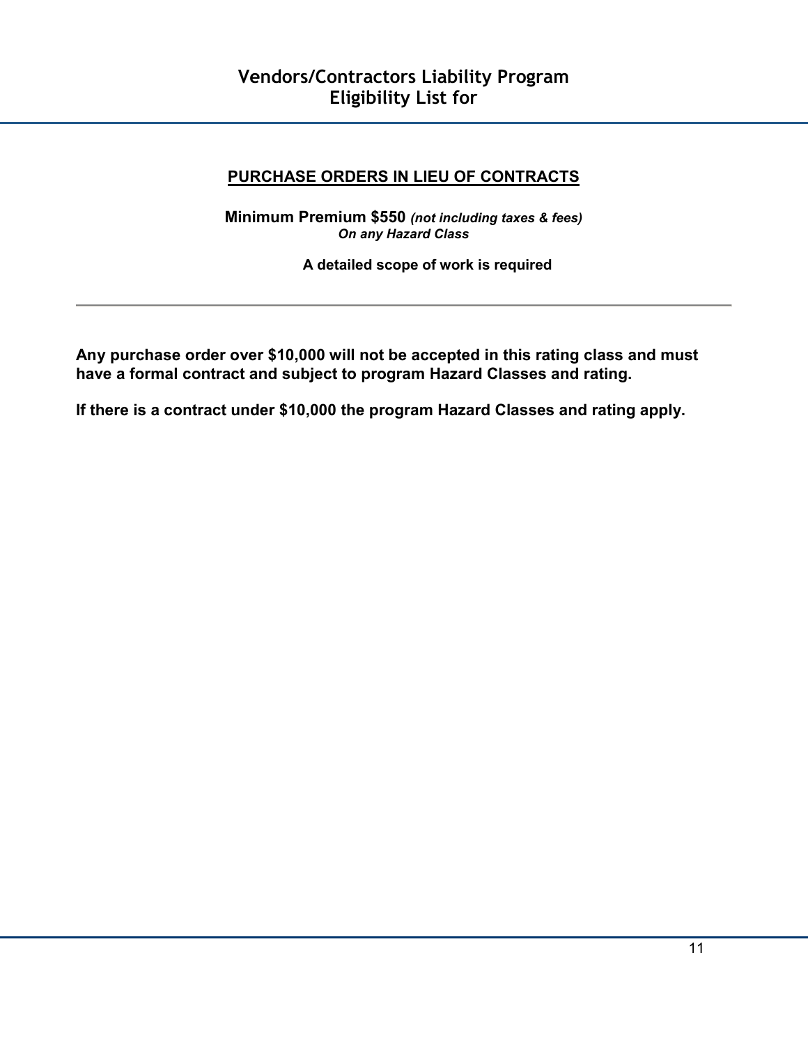# Vendors/Contractors Liability Program
# Eligibility List for

## PURCHASE ORDERS IN LIEU OF CONTRACTS

**Minimum Premium $550** ***(not including taxes & fees)***
***On any Hazard Class***

**A detailed scope of work is required**

---

**Any purchase order over $10,000 will not be accepted in this rating class and must have a formal contract and subject to program Hazard Classes and rating.**

**If there is a contract under $10,000 the program Hazard Classes and rating apply.**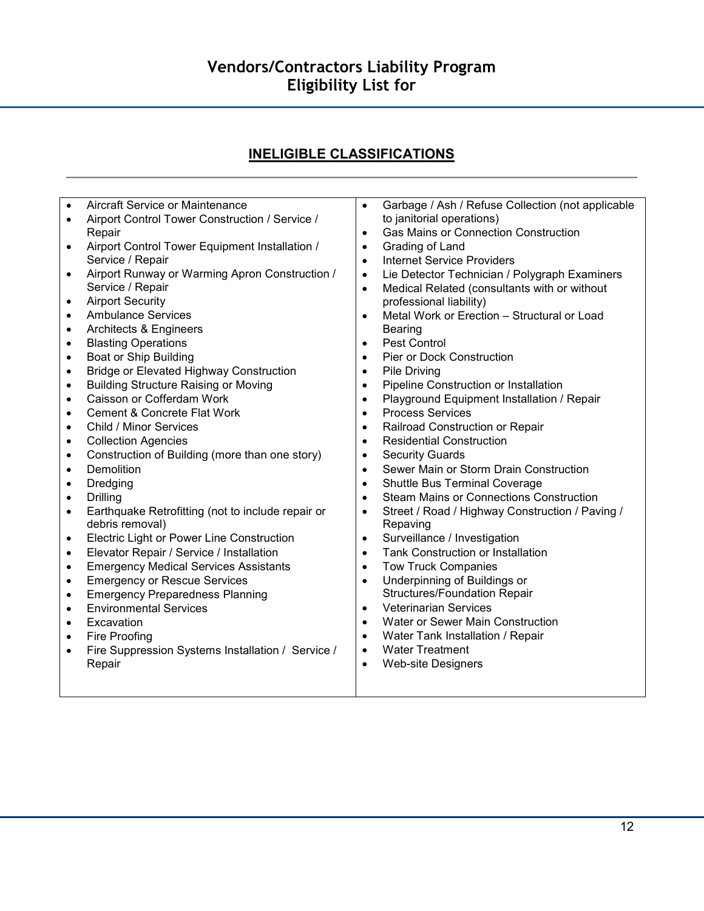# Vendors/Contractors Liability Program
# Eligibility List for

## INELIGIBLE CLASSIFICATIONS

- Aircraft Service or Maintenance
- Airport Control Tower Construction / Service / Repair
- Airport Control Tower Equipment Installation / Service / Repair
- Airport Runway or Warming Apron Construction / Service / Repair
- Airport Security
- Ambulance Services
- Architects & Engineers
- Blasting Operations
- Boat or Ship Building
- Bridge or Elevated Highway Construction
- Building Structure Raising or Moving
- Caisson or Cofferdam Work
- Cement & Concrete Flat Work
- Child / Minor Services
- Collection Agencies
- Construction of Building (more than one story)
- Demolition
- Dredging
- Drilling
- Earthquake Retrofitting (not to include repair or debris removal)
- Electric Light or Power Line Construction
- Elevator Repair / Service / Installation
- Emergency Medical Services Assistants
- Emergency or Rescue Services
- Emergency Preparedness Planning
- Environmental Services
- Excavation
- Fire Proofing
- Fire Suppression Systems Installation / Service / Repair
- Garbage / Ash / Refuse Collection (not applicable to janitorial operations)
- Gas Mains or Connection Construction
- Grading of Land
- Internet Service Providers
- Lie Detector Technician / Polygraph Examiners
- Medical Related (consultants with or without professional liability)
- Metal Work or Erection – Structural or Load Bearing
- Pest Control
- Pier or Dock Construction
- Pile Driving
- Pipeline Construction or Installation
- Playground Equipment Installation / Repair
- Process Services
- Railroad Construction or Repair
- Residential Construction
- Security Guards
- Sewer Main or Storm Drain Construction
- Shuttle Bus Terminal Coverage
- Steam Mains or Connections Construction
- Street / Road / Highway Construction / Paving / Repaving
- Surveillance / Investigation
- Tank Construction or Installation
- Tow Truck Companies
- Underpinning of Buildings or Structures/Foundation Repair
- Veterinarian Services
- Water or Sewer Main Construction
- Water Tank Installation / Repair
- Water Treatment
- Web-site Designers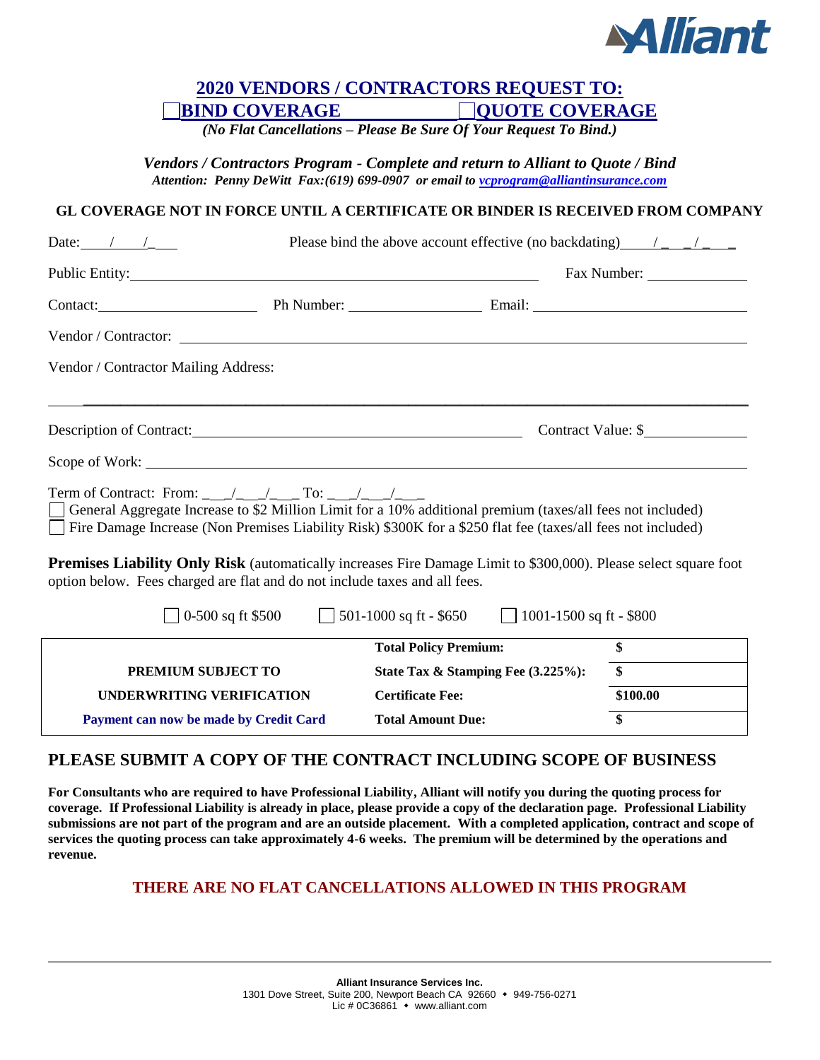# 2020 VENDORS / CONTRACTORS REQUEST TO:

☐ **BIND COVERAGE** ☐ **QUOTE COVERAGE**

*(No Flat Cancellations – Please Be Sure Of Your Request To Bind.)*

***Vendors / Contractors Program - Complete and return to Alliant to Quote / Bind***

***Attention: Penny DeWitt Fax:(619) 699-0907 or email to vcprogram@alliantinsurance.com***

**GL COVERAGE NOT IN FORCE UNTIL A CERTIFICATE OR BINDER IS RECEIVED FROM COMPANY**

Date: ____/____/____ Please bind the above account effective (no backdating) ____/____/____

Public Entity: ______________________________ Fax Number: ______________

Contact: ______________ Ph Number: ______________ Email: ______________

Vendor / Contractor: ______________________________

Vendor / Contractor Mailing Address:

______________________________

Description of Contract: ______________________________ Contract Value: $______________

Scope of Work: ______________________________

Term of Contract: From: ___/___/___ To: ___/___/___

☐ General Aggregate Increase to $2 Million Limit for a 10% additional premium (taxes/all fees not included)

☐ Fire Damage Increase (Non Premises Liability Risk) $300K for a $250 flat fee (taxes/all fees not included)

**Premises Liability Only Risk** (automatically increases Fire Damage Limit to $300,000). Please select square foot option below. Fees charged are flat and do not include taxes and all fees.

☐ 0-500 sq ft $500 ☐ 501-1000 sq ft - $650 ☐ 1001-1500 sq ft - $800

| | | |
|---|---|---|
| | **Total Policy Premium:** | **$** |
| **PREMIUM SUBJECT TO** | **State Tax & Stamping Fee (3.225%):** | **$** |
| **UNDERWRITING VERIFICATION** | **Certificate Fee:** | **$100.00** |
| **Payment can now be made by Credit Card** | **Total Amount Due:** | **$** |

## PLEASE SUBMIT A COPY OF THE CONTRACT INCLUDING SCOPE OF BUSINESS

**For Consultants who are required to have Professional Liability, Alliant will notify you during the quoting process for coverage. If Professional Liability is already in place, please provide a copy of the declaration page. Professional Liability submissions are not part of the program and are an outside placement. With a completed application, contract and scope of services the quoting process can take approximately 4-6 weeks. The premium will be determined by the operations and revenue.**

**THERE ARE NO FLAT CANCELLATIONS ALLOWED IN THIS PROGRAM**

**Alliant Insurance Services Inc.**
1301 Dove Street, Suite 200, Newport Beach CA 92660 • 949-756-0271
Lic # 0C36861 • www.alliant.com